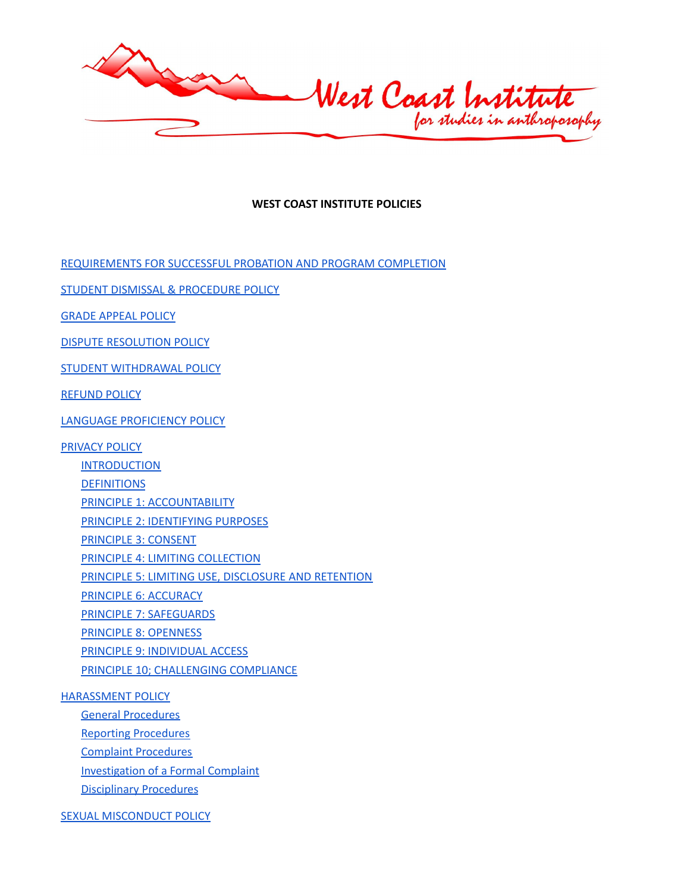West Coast Institute for studies in anthroposophy

**WEST COAST INSTITUTE POLICIES**

REQUIREMENTS FOR SUCCESSFUL PROBATION AND PROGRAM COMPLETION

STUDENT DISMISSAL & PROCEDURE POLICY

GRADE APPEAL POLICY

DISPUTE RESOLUTION POLICY

STUDENT WITHDRAWAL POLICY

REFUND POLICY

LANGUAGE PROFICIENCY POLICY

PRIVACY POLICY

- INTRODUCTION
- DEFINITIONS
- PRINCIPLE 1: ACCOUNTABILITY
- PRINCIPLE 2: IDENTIFYING PURPOSES
- PRINCIPLE 3: CONSENT
- PRINCIPLE 4: LIMITING COLLECTION
- PRINCIPLE 5: LIMITING USE, DISCLOSURE AND RETENTION
- PRINCIPLE 6: ACCURACY
- PRINCIPLE 7: SAFEGUARDS
- PRINCIPLE 8: OPENNESS
- PRINCIPLE 9: INDIVIDUAL ACCESS
- PRINCIPLE 10; CHALLENGING COMPLIANCE

HARASSMENT POLICY

- General Procedures
- Reporting Procedures
- Complaint Procedures
- Investigation of a Formal Complaint
- Disciplinary Procedures

SEXUAL MISCONDUCT POLICY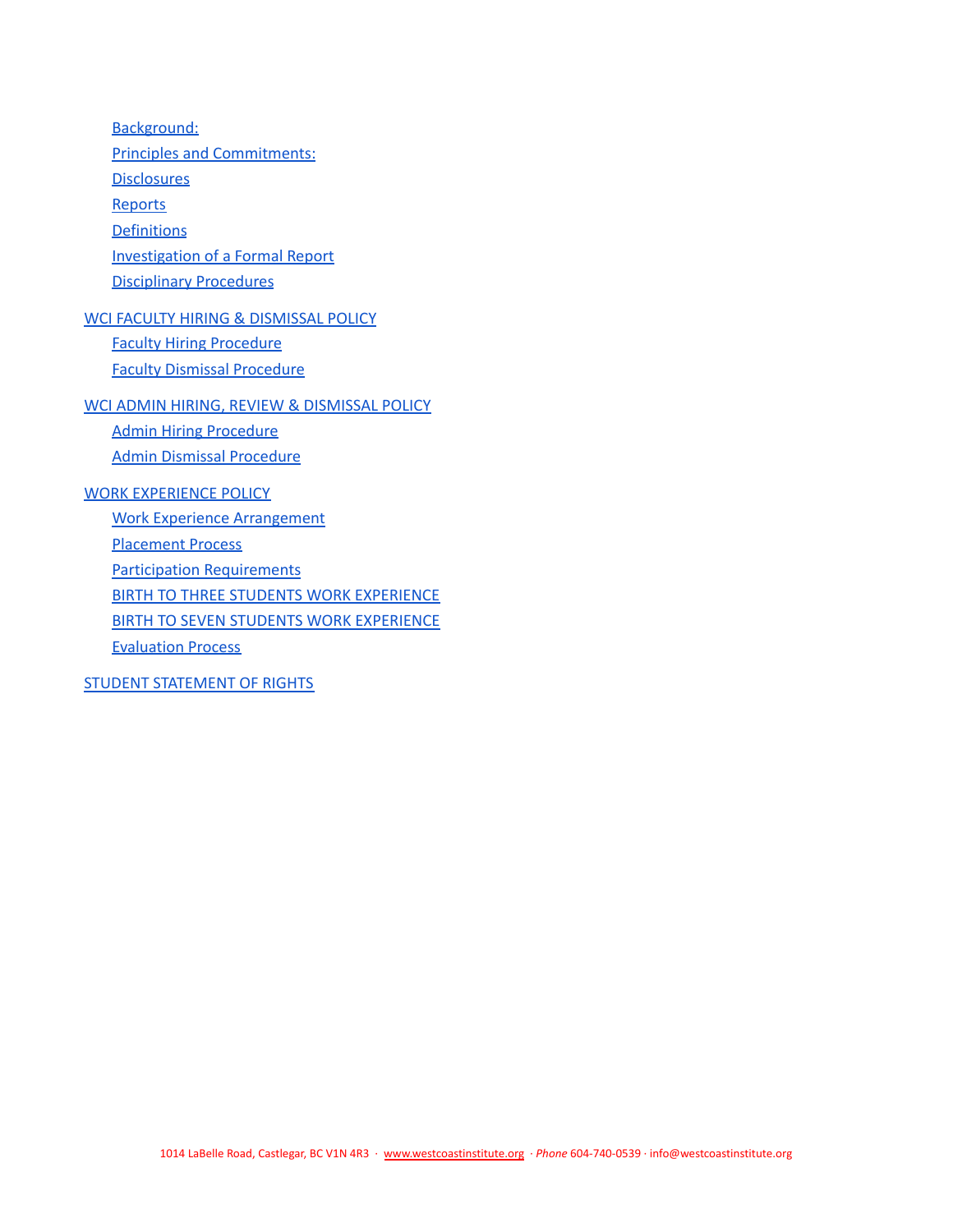- Background:
- Principles and Commitments:
- Disclosures
- Reports
- Definitions
- Investigation of a Formal Report
- Disciplinary Procedures

WCI FACULTY HIRING & DISMISSAL POLICY

- Faculty Hiring Procedure
- Faculty Dismissal Procedure

WCI ADMIN HIRING, REVIEW & DISMISSAL POLICY

- Admin Hiring Procedure
- Admin Dismissal Procedure

WORK EXPERIENCE POLICY

- Work Experience Arrangement
- Placement Process
- Participation Requirements
- BIRTH TO THREE STUDENTS WORK EXPERIENCE
- BIRTH TO SEVEN STUDENTS WORK EXPERIENCE
- Evaluation Process

STUDENT STATEMENT OF RIGHTS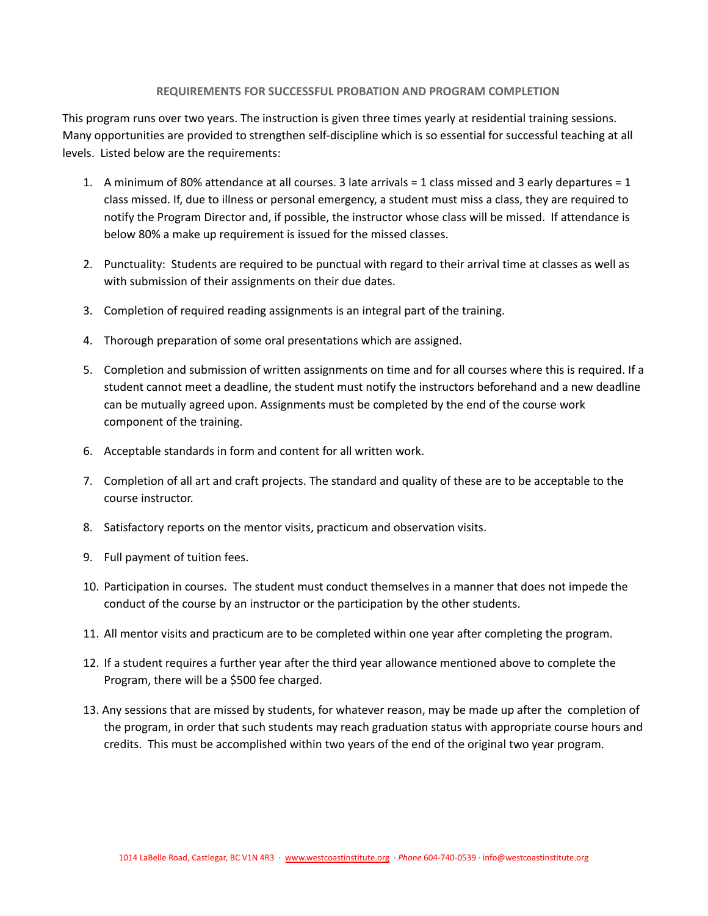## REQUIREMENTS FOR SUCCESSFUL PROBATION AND PROGRAM COMPLETION

This program runs over two years. The instruction is given three times yearly at residential training sessions. Many opportunities are provided to strengthen self-discipline which is so essential for successful teaching at all levels. Listed below are the requirements:

1. A minimum of 80% attendance at all courses. 3 late arrivals = 1 class missed and 3 early departures = 1 class missed. If, due to illness or personal emergency, a student must miss a class, they are required to notify the Program Director and, if possible, the instructor whose class will be missed. If attendance is below 80% a make up requirement is issued for the missed classes.

2. Punctuality: Students are required to be punctual with regard to their arrival time at classes as well as with submission of their assignments on their due dates.

3. Completion of required reading assignments is an integral part of the training.

4. Thorough preparation of some oral presentations which are assigned.

5. Completion and submission of written assignments on time and for all courses where this is required. If a student cannot meet a deadline, the student must notify the instructors beforehand and a new deadline can be mutually agreed upon. Assignments must be completed by the end of the course work component of the training.

6. Acceptable standards in form and content for all written work.

7. Completion of all art and craft projects. The standard and quality of these are to be acceptable to the course instructor.

8. Satisfactory reports on the mentor visits, practicum and observation visits.

9. Full payment of tuition fees.

10. Participation in courses. The student must conduct themselves in a manner that does not impede the conduct of the course by an instructor or the participation by the other students.

11. All mentor visits and practicum are to be completed within one year after completing the program.

12. If a student requires a further year after the third year allowance mentioned above to complete the Program, there will be a $500 fee charged.

13. Any sessions that are missed by students, for whatever reason, may be made up after the completion of the program, in order that such students may reach graduation status with appropriate course hours and credits. This must be accomplished within two years of the end of the original two year program.

1014 LaBelle Road, Castlegar, BC V1N 4R3 · www.westcoastinstitute.org · *Phone* 604-740-0539 · info@westcoastinstitute.org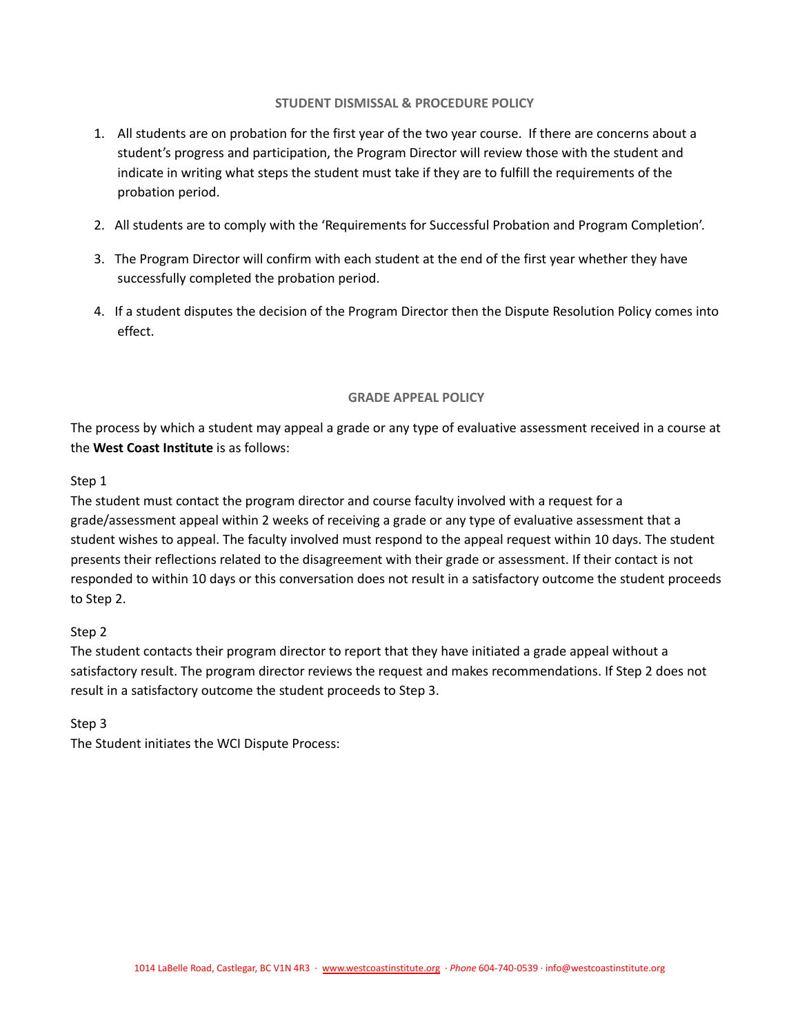## STUDENT DISMISSAL & PROCEDURE POLICY

1. All students are on probation for the first year of the two year course. If there are concerns about a student's progress and participation, the Program Director will review those with the student and indicate in writing what steps the student must take if they are to fulfill the requirements of the probation period.
2. All students are to comply with the 'Requirements for Successful Probation and Program Completion'.
3. The Program Director will confirm with each student at the end of the first year whether they have successfully completed the probation period.
4. If a student disputes the decision of the Program Director then the Dispute Resolution Policy comes into effect.

## GRADE APPEAL POLICY

The process by which a student may appeal a grade or any type of evaluative assessment received in a course at the **West Coast Institute** is as follows:

Step 1

The student must contact the program director and course faculty involved with a request for a grade/assessment appeal within 2 weeks of receiving a grade or any type of evaluative assessment that a student wishes to appeal. The faculty involved must respond to the appeal request within 10 days. The student presents their reflections related to the disagreement with their grade or assessment. If their contact is not responded to within 10 days or this conversation does not result in a satisfactory outcome the student proceeds to Step 2.

Step 2

The student contacts their program director to report that they have initiated a grade appeal without a satisfactory result. The program director reviews the request and makes recommendations. If Step 2 does not result in a satisfactory outcome the student proceeds to Step 3.

Step 3

The Student initiates the WCI Dispute Process: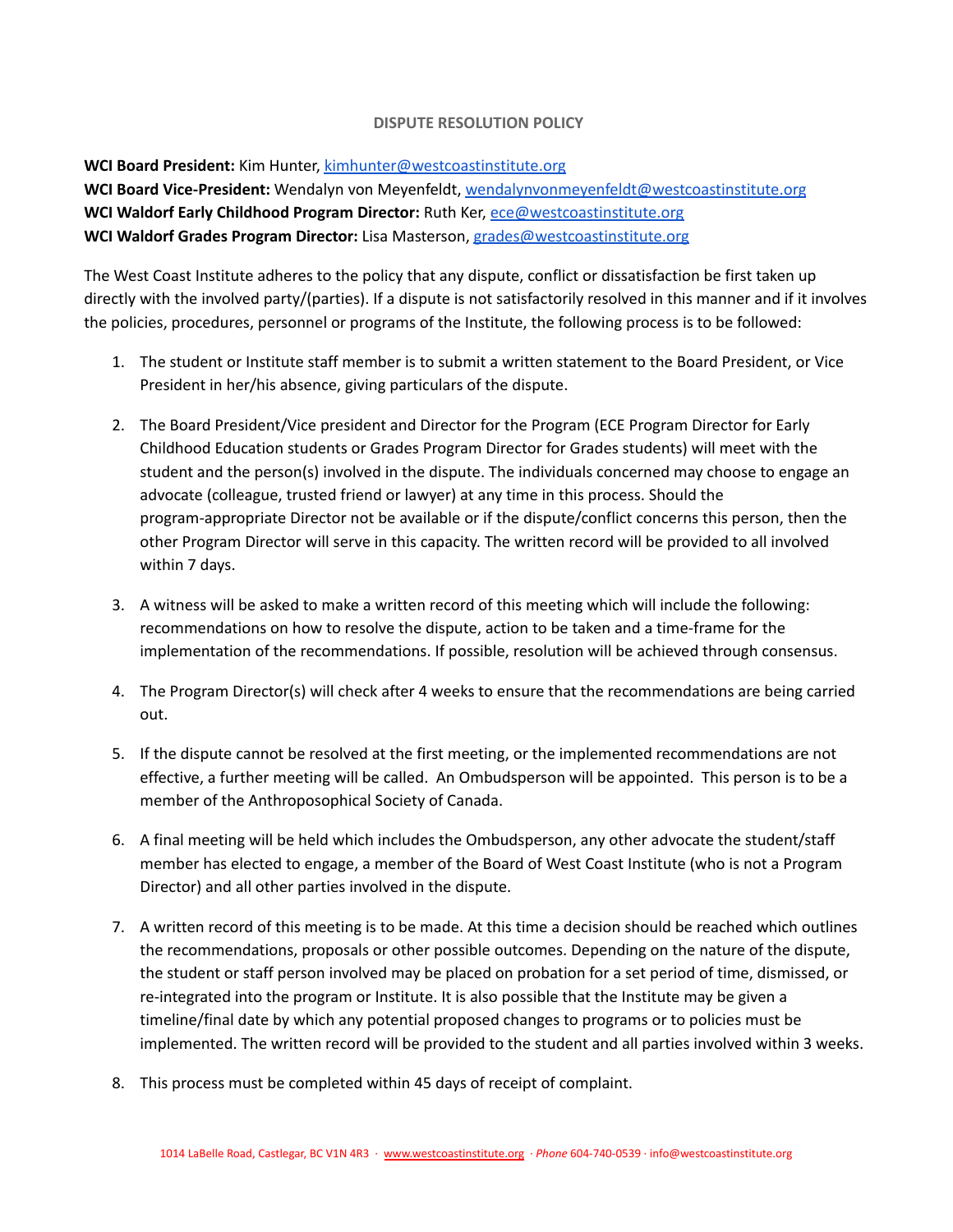## DISPUTE RESOLUTION POLICY

**WCI Board President:** Kim Hunter, kimhunter@westcoastinstitute.org
**WCI Board Vice-President:** Wendalyn von Meyenfeldt, wendalynvonmeyenfeldt@westcoastinstitute.org
**WCI Waldorf Early Childhood Program Director:** Ruth Ker, ece@westcoastinstitute.org
**WCI Waldorf Grades Program Director:** Lisa Masterson, grades@westcoastinstitute.org

The West Coast Institute adheres to the policy that any dispute, conflict or dissatisfaction be first taken up directly with the involved party/(parties). If a dispute is not satisfactorily resolved in this manner and if it involves the policies, procedures, personnel or programs of the Institute, the following process is to be followed:

1. The student or Institute staff member is to submit a written statement to the Board President, or Vice President in her/his absence, giving particulars of the dispute.

2. The Board President/Vice president and Director for the Program (ECE Program Director for Early Childhood Education students or Grades Program Director for Grades students) will meet with the student and the person(s) involved in the dispute. The individuals concerned may choose to engage an advocate (colleague, trusted friend or lawyer) at any time in this process. Should the program-appropriate Director not be available or if the dispute/conflict concerns this person, then the other Program Director will serve in this capacity. The written record will be provided to all involved within 7 days.

3. A witness will be asked to make a written record of this meeting which will include the following: recommendations on how to resolve the dispute, action to be taken and a time-frame for the implementation of the recommendations. If possible, resolution will be achieved through consensus.

4. The Program Director(s) will check after 4 weeks to ensure that the recommendations are being carried out.

5. If the dispute cannot be resolved at the first meeting, or the implemented recommendations are not effective, a further meeting will be called. An Ombudsperson will be appointed. This person is to be a member of the Anthroposophical Society of Canada.

6. A final meeting will be held which includes the Ombudsperson, any other advocate the student/staff member has elected to engage, a member of the Board of West Coast Institute (who is not a Program Director) and all other parties involved in the dispute.

7. A written record of this meeting is to be made. At this time a decision should be reached which outlines the recommendations, proposals or other possible outcomes. Depending on the nature of the dispute, the student or staff person involved may be placed on probation for a set period of time, dismissed, or re-integrated into the program or Institute. It is also possible that the Institute may be given a timeline/final date by which any potential proposed changes to programs or to policies must be implemented. The written record will be provided to the student and all parties involved within 3 weeks.

8. This process must be completed within 45 days of receipt of complaint.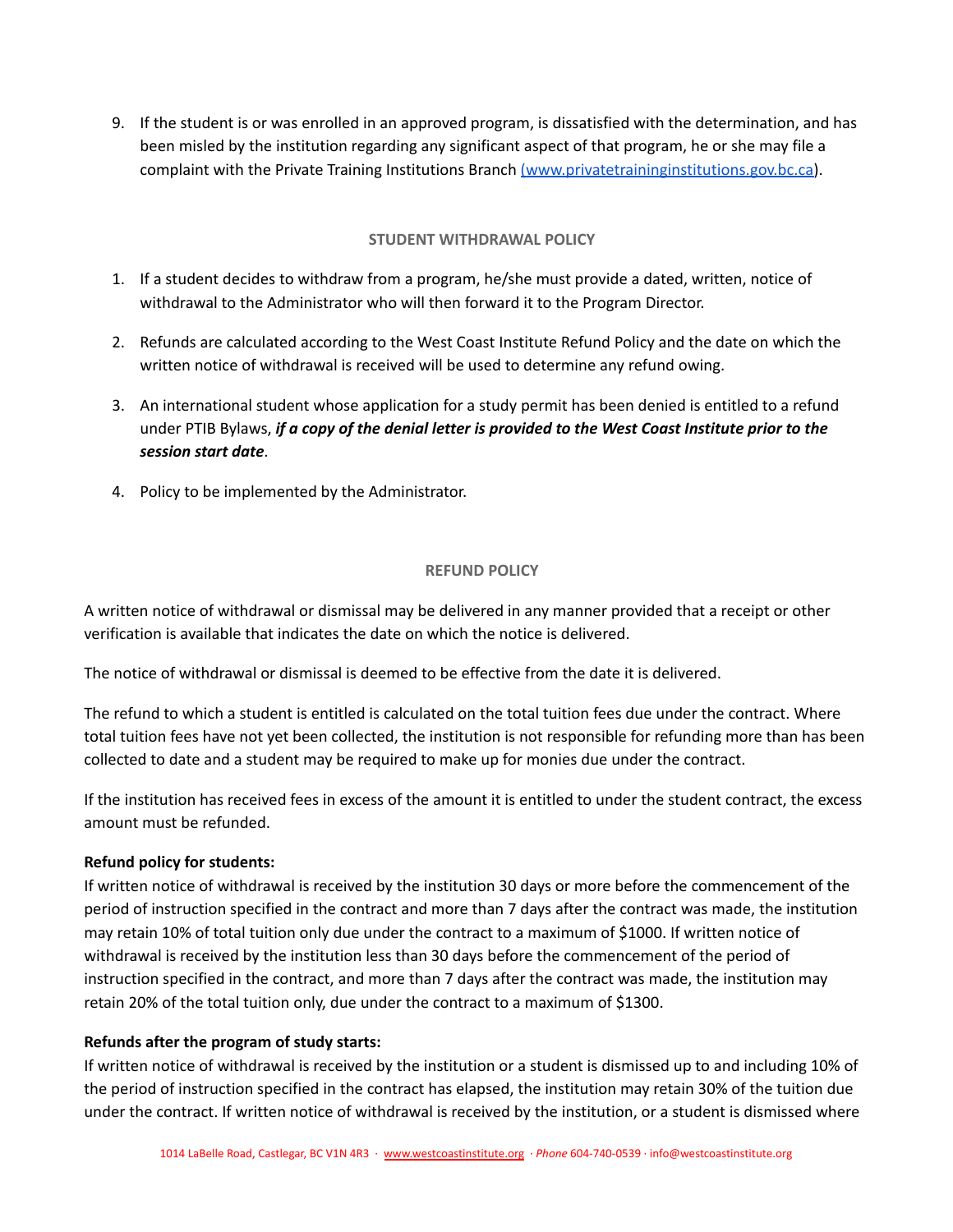9. If the student is or was enrolled in an approved program, is dissatisfied with the determination, and has been misled by the institution regarding any significant aspect of that program, he or she may file a complaint with the Private Training Institutions Branch [(www.privatetraininginstitutions.gov.bc.ca](http://www.privatetraininginstitutions.gov.bc.ca)).

## STUDENT WITHDRAWAL POLICY

1. If a student decides to withdraw from a program, he/she must provide a dated, written, notice of withdrawal to the Administrator who will then forward it to the Program Director.
2. Refunds are calculated according to the West Coast Institute Refund Policy and the date on which the written notice of withdrawal is received will be used to determine any refund owing.
3. An international student whose application for a study permit has been denied is entitled to a refund under PTIB Bylaws, ***if a copy of the denial letter is provided to the West Coast Institute prior to the session start date***.
4. Policy to be implemented by the Administrator.

## REFUND POLICY

A written notice of withdrawal or dismissal may be delivered in any manner provided that a receipt or other verification is available that indicates the date on which the notice is delivered.

The notice of withdrawal or dismissal is deemed to be effective from the date it is delivered.

The refund to which a student is entitled is calculated on the total tuition fees due under the contract. Where total tuition fees have not yet been collected, the institution is not responsible for refunding more than has been collected to date and a student may be required to make up for monies due under the contract.

If the institution has received fees in excess of the amount it is entitled to under the student contract, the excess amount must be refunded.

**Refund policy for students:**
If written notice of withdrawal is received by the institution 30 days or more before the commencement of the period of instruction specified in the contract and more than 7 days after the contract was made, the institution may retain 10% of total tuition only due under the contract to a maximum of $1000. If written notice of withdrawal is received by the institution less than 30 days before the commencement of the period of instruction specified in the contract, and more than 7 days after the contract was made, the institution may retain 20% of the total tuition only, due under the contract to a maximum of $1300.

**Refunds after the program of study starts:**
If written notice of withdrawal is received by the institution or a student is dismissed up to and including 10% of the period of instruction specified in the contract has elapsed, the institution may retain 30% of the tuition due under the contract. If written notice of withdrawal is received by the institution, or a student is dismissed where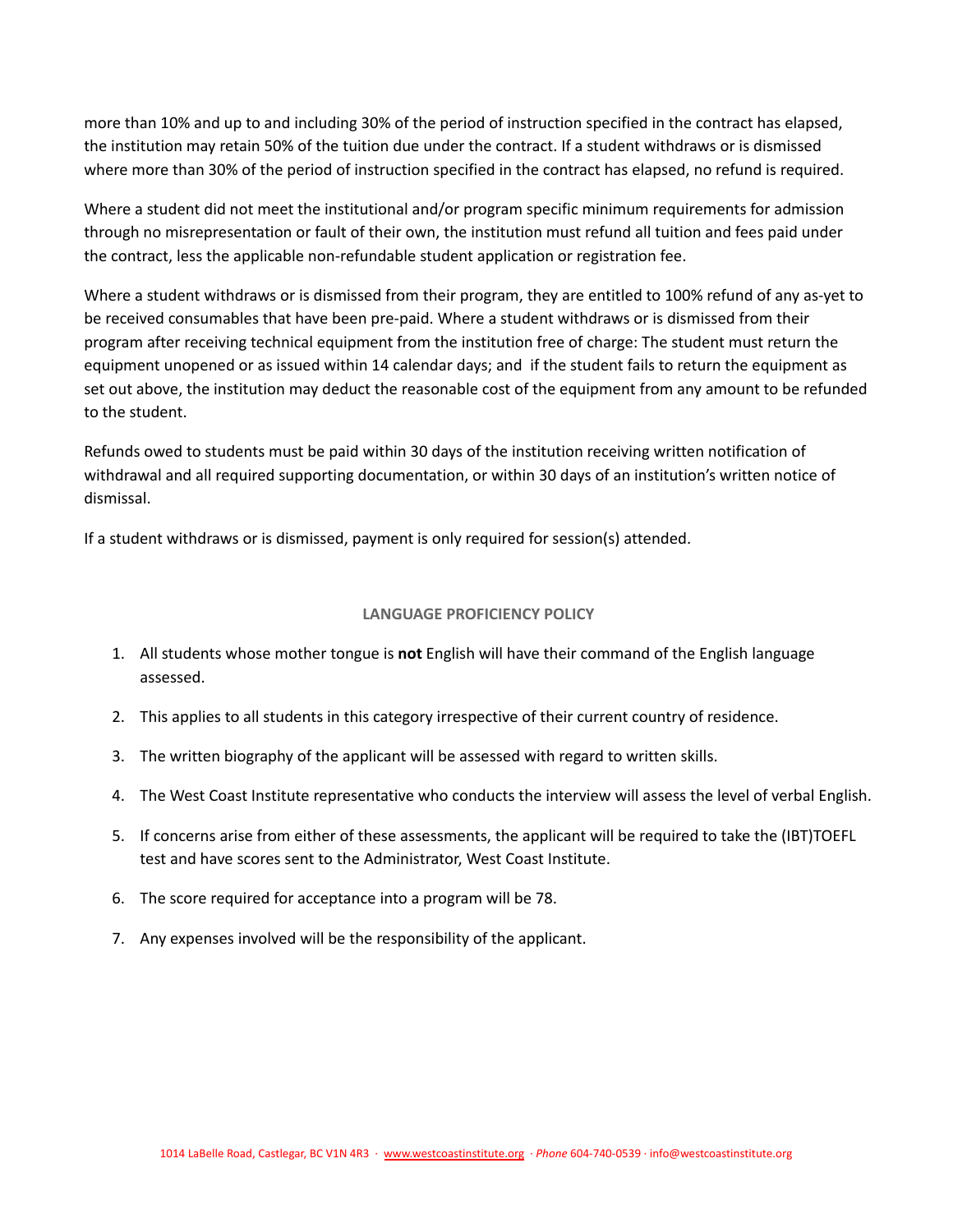more than 10% and up to and including 30% of the period of instruction specified in the contract has elapsed, the institution may retain 50% of the tuition due under the contract. If a student withdraws or is dismissed where more than 30% of the period of instruction specified in the contract has elapsed, no refund is required.

Where a student did not meet the institutional and/or program specific minimum requirements for admission through no misrepresentation or fault of their own, the institution must refund all tuition and fees paid under the contract, less the applicable non-refundable student application or registration fee.

Where a student withdraws or is dismissed from their program, they are entitled to 100% refund of any as-yet to be received consumables that have been pre-paid. Where a student withdraws or is dismissed from their program after receiving technical equipment from the institution free of charge: The student must return the equipment unopened or as issued within 14 calendar days; and if the student fails to return the equipment as set out above, the institution may deduct the reasonable cost of the equipment from any amount to be refunded to the student.

Refunds owed to students must be paid within 30 days of the institution receiving written notification of withdrawal and all required supporting documentation, or within 30 days of an institution's written notice of dismissal.

If a student withdraws or is dismissed, payment is only required for session(s) attended.

## LANGUAGE PROFICIENCY POLICY

1. All students whose mother tongue is **not** English will have their command of the English language assessed.
2. This applies to all students in this category irrespective of their current country of residence.
3. The written biography of the applicant will be assessed with regard to written skills.
4. The West Coast Institute representative who conducts the interview will assess the level of verbal English.
5. If concerns arise from either of these assessments, the applicant will be required to take the (IBT)TOEFL test and have scores sent to the Administrator, West Coast Institute.
6. The score required for acceptance into a program will be 78.
7. Any expenses involved will be the responsibility of the applicant.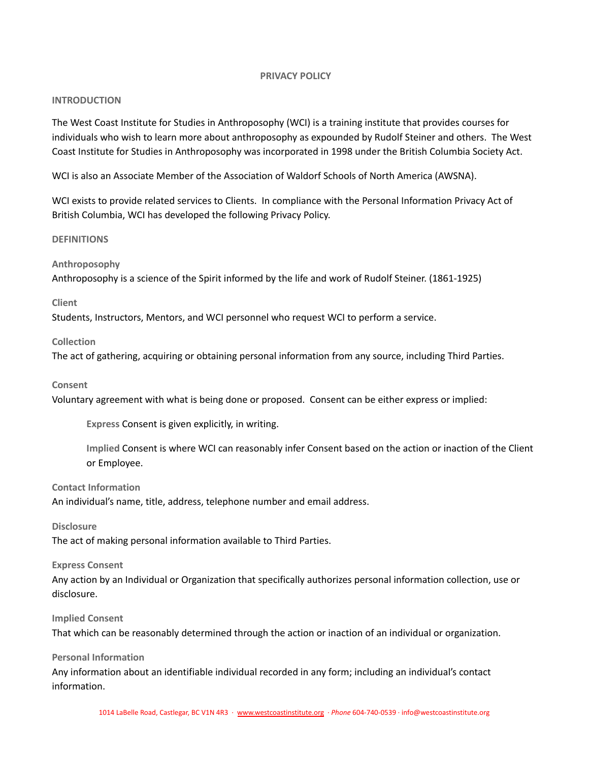# PRIVACY POLICY

## INTRODUCTION

The West Coast Institute for Studies in Anthroposophy (WCI) is a training institute that provides courses for individuals who wish to learn more about anthroposophy as expounded by Rudolf Steiner and others. The West Coast Institute for Studies in Anthroposophy was incorporated in 1998 under the British Columbia Society Act.

WCI is also an Associate Member of the Association of Waldorf Schools of North America (AWSNA).

WCI exists to provide related services to Clients. In compliance with the Personal Information Privacy Act of British Columbia, WCI has developed the following Privacy Policy.

## DEFINITIONS

### Anthroposophy

Anthroposophy is a science of the Spirit informed by the life and work of Rudolf Steiner. (1861-1925)

### Client

Students, Instructors, Mentors, and WCI personnel who request WCI to perform a service.

### Collection

The act of gathering, acquiring or obtaining personal information from any source, including Third Parties.

### Consent

Voluntary agreement with what is being done or proposed. Consent can be either express or implied:

> **Express** Consent is given explicitly, in writing.
>
> **Implied** Consent is where WCI can reasonably infer Consent based on the action or inaction of the Client or Employee.

### Contact Information

An individual's name, title, address, telephone number and email address.

### Disclosure

The act of making personal information available to Third Parties.

### Express Consent

Any action by an Individual or Organization that specifically authorizes personal information collection, use or disclosure.

### Implied Consent

That which can be reasonably determined through the action or inaction of an individual or organization.

### Personal Information

Any information about an identifiable individual recorded in any form; including an individual's contact information.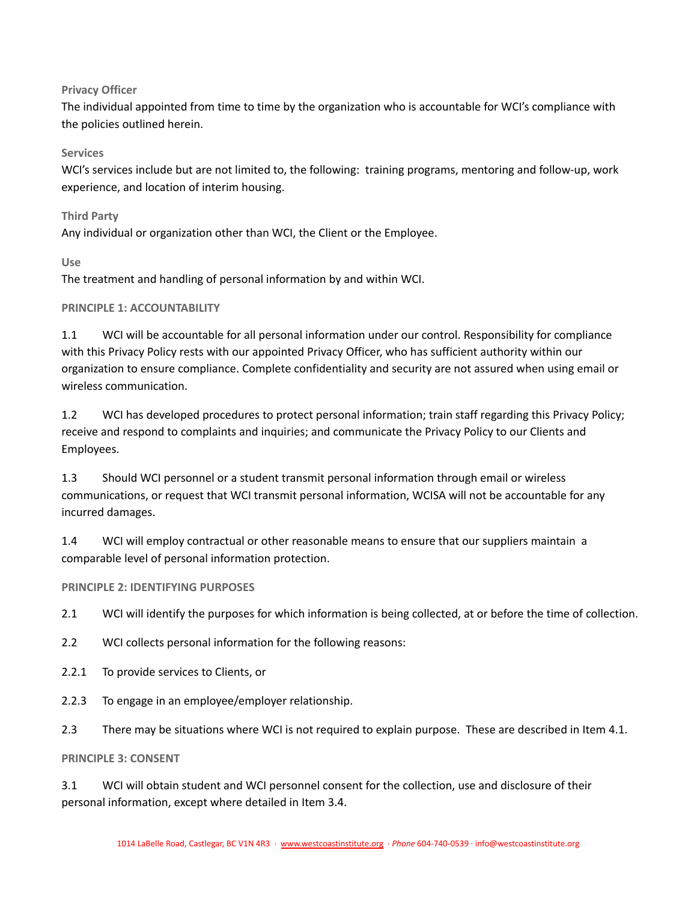**Privacy Officer**

The individual appointed from time to time by the organization who is accountable for WCI's compliance with the policies outlined herein.

**Services**

WCI's services include but are not limited to, the following: training programs, mentoring and follow-up, work experience, and location of interim housing.

**Third Party**

Any individual or organization other than WCI, the Client or the Employee.

**Use**

The treatment and handling of personal information by and within WCI.

**PRINCIPLE 1: ACCOUNTABILITY**

1.1 WCI will be accountable for all personal information under our control. Responsibility for compliance with this Privacy Policy rests with our appointed Privacy Officer, who has sufficient authority within our organization to ensure compliance. Complete confidentiality and security are not assured when using email or wireless communication.

1.2 WCI has developed procedures to protect personal information; train staff regarding this Privacy Policy; receive and respond to complaints and inquiries; and communicate the Privacy Policy to our Clients and Employees.

1.3 Should WCI personnel or a student transmit personal information through email or wireless communications, or request that WCI transmit personal information, WCISA will not be accountable for any incurred damages.

1.4 WCI will employ contractual or other reasonable means to ensure that our suppliers maintain a comparable level of personal information protection.

**PRINCIPLE 2: IDENTIFYING PURPOSES**

2.1 WCI will identify the purposes for which information is being collected, at or before the time of collection.

2.2 WCI collects personal information for the following reasons:

2.2.1 To provide services to Clients, or

2.2.3 To engage in an employee/employer relationship.

2.3 There may be situations where WCI is not required to explain purpose. These are described in Item 4.1.

**PRINCIPLE 3: CONSENT**

3.1 WCI will obtain student and WCI personnel consent for the collection, use and disclosure of their personal information, except where detailed in Item 3.4.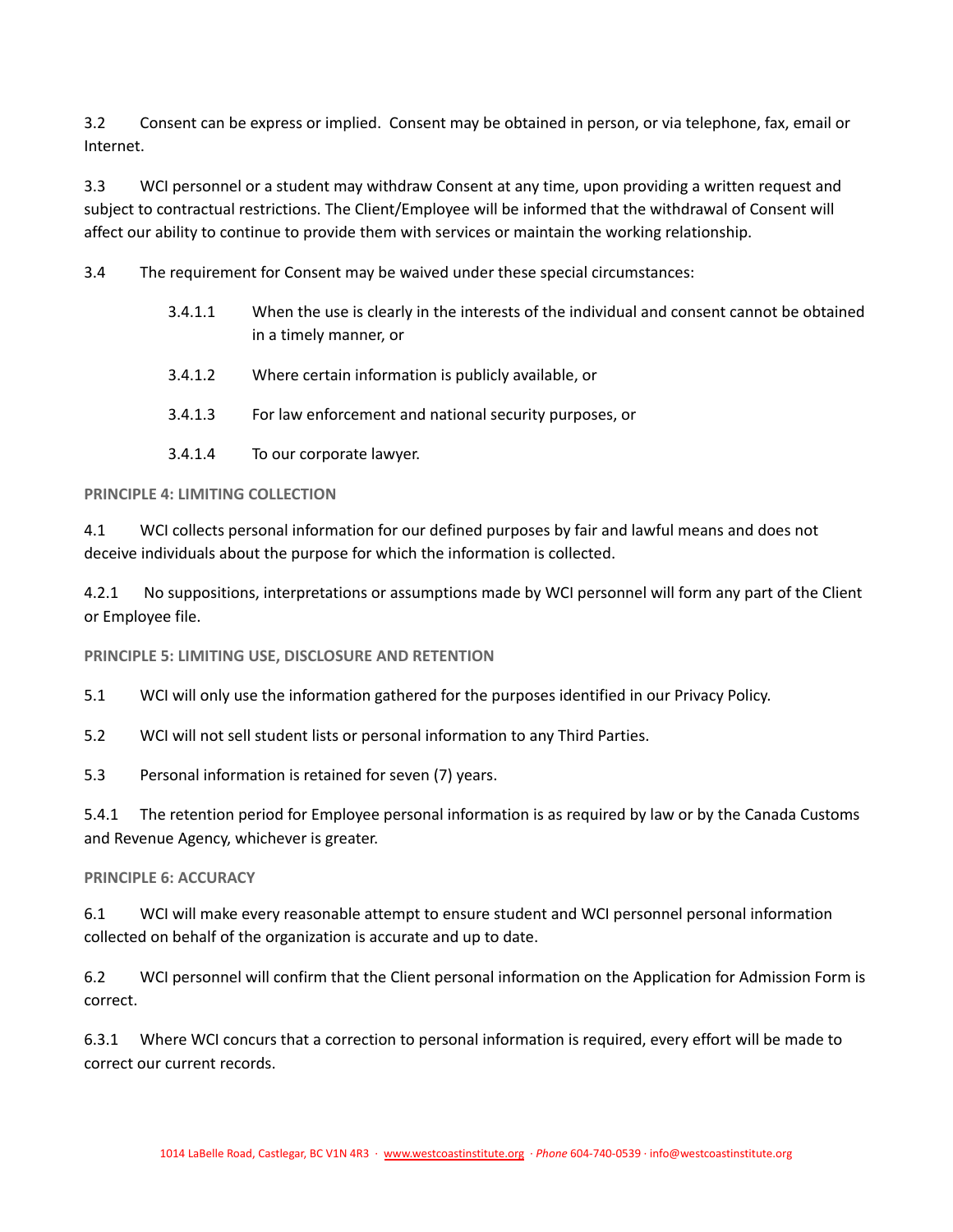3.2 Consent can be express or implied. Consent may be obtained in person, or via telephone, fax, email or Internet.

3.3 WCI personnel or a student may withdraw Consent at any time, upon providing a written request and subject to contractual restrictions. The Client/Employee will be informed that the withdrawal of Consent will affect our ability to continue to provide them with services or maintain the working relationship.

3.4 The requirement for Consent may be waived under these special circumstances:

- 3.4.1.1 When the use is clearly in the interests of the individual and consent cannot be obtained in a timely manner, or
- 3.4.1.2 Where certain information is publicly available, or
- 3.4.1.3 For law enforcement and national security purposes, or
- 3.4.1.4 To our corporate lawyer.

**PRINCIPLE 4: LIMITING COLLECTION**

4.1 WCI collects personal information for our defined purposes by fair and lawful means and does not deceive individuals about the purpose for which the information is collected.

4.2.1 No suppositions, interpretations or assumptions made by WCI personnel will form any part of the Client or Employee file.

**PRINCIPLE 5: LIMITING USE, DISCLOSURE AND RETENTION**

5.1 WCI will only use the information gathered for the purposes identified in our Privacy Policy.

5.2 WCI will not sell student lists or personal information to any Third Parties.

5.3 Personal information is retained for seven (7) years.

5.4.1 The retention period for Employee personal information is as required by law or by the Canada Customs and Revenue Agency, whichever is greater.

**PRINCIPLE 6: ACCURACY**

6.1 WCI will make every reasonable attempt to ensure student and WCI personnel personal information collected on behalf of the organization is accurate and up to date.

6.2 WCI personnel will confirm that the Client personal information on the Application for Admission Form is correct.

6.3.1 Where WCI concurs that a correction to personal information is required, every effort will be made to correct our current records.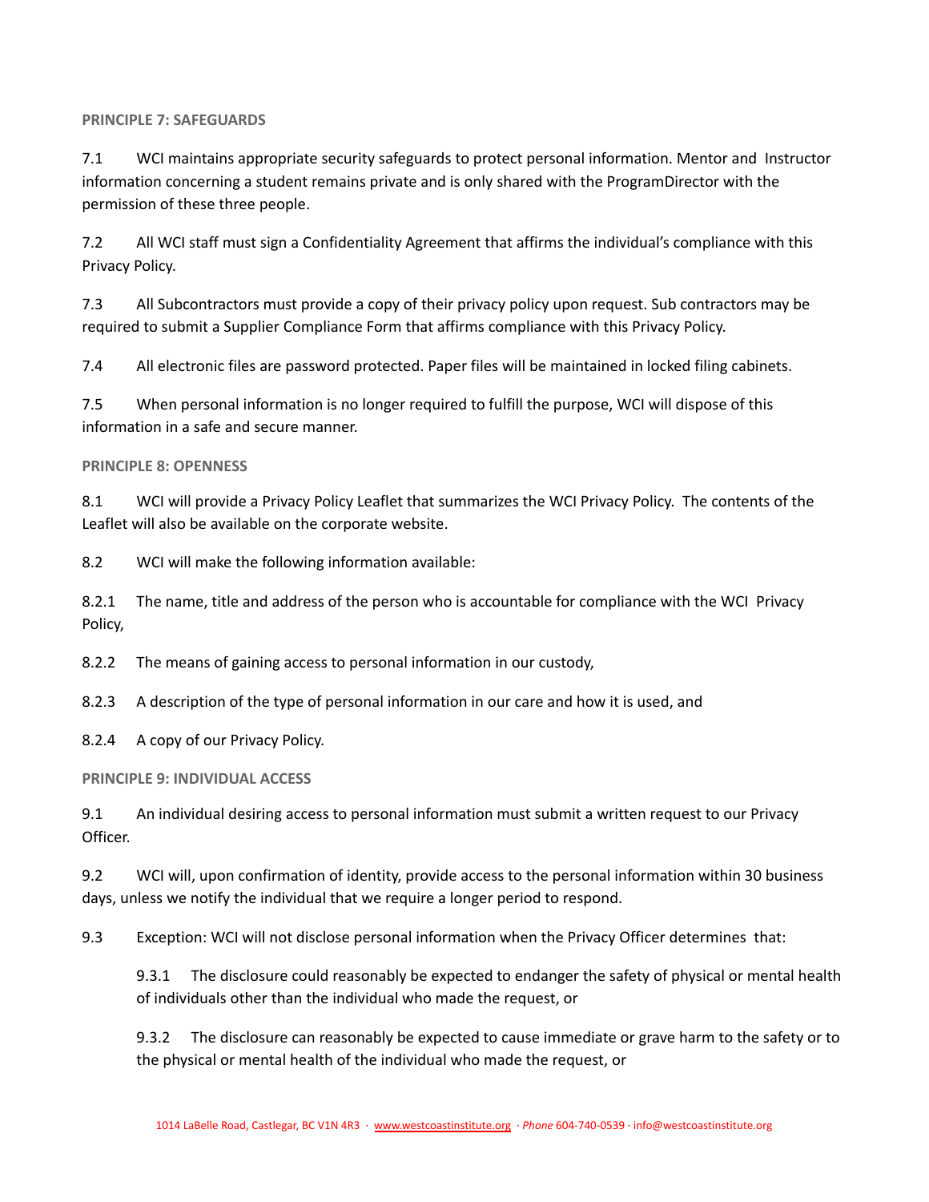**PRINCIPLE 7: SAFEGUARDS**

7.1 WCI maintains appropriate security safeguards to protect personal information. Mentor and Instructor information concerning a student remains private and is only shared with the ProgramDirector with the permission of these three people.

7.2 All WCI staff must sign a Confidentiality Agreement that affirms the individual's compliance with this Privacy Policy.

7.3 All Subcontractors must provide a copy of their privacy policy upon request. Sub contractors may be required to submit a Supplier Compliance Form that affirms compliance with this Privacy Policy.

7.4 All electronic files are password protected. Paper files will be maintained in locked filing cabinets.

7.5 When personal information is no longer required to fulfill the purpose, WCI will dispose of this information in a safe and secure manner.

**PRINCIPLE 8: OPENNESS**

8.1 WCI will provide a Privacy Policy Leaflet that summarizes the WCI Privacy Policy. The contents of the Leaflet will also be available on the corporate website.

8.2 WCI will make the following information available:

8.2.1 The name, title and address of the person who is accountable for compliance with the WCI Privacy Policy,

8.2.2 The means of gaining access to personal information in our custody,

8.2.3 A description of the type of personal information in our care and how it is used, and

8.2.4 A copy of our Privacy Policy.

**PRINCIPLE 9: INDIVIDUAL ACCESS**

9.1 An individual desiring access to personal information must submit a written request to our Privacy Officer.

9.2 WCI will, upon confirmation of identity, provide access to the personal information within 30 business days, unless we notify the individual that we require a longer period to respond.

9.3 Exception: WCI will not disclose personal information when the Privacy Officer determines that:

> 9.3.1 The disclosure could reasonably be expected to endanger the safety of physical or mental health of individuals other than the individual who made the request, or
>
> 9.3.2 The disclosure can reasonably be expected to cause immediate or grave harm to the safety or to the physical or mental health of the individual who made the request, or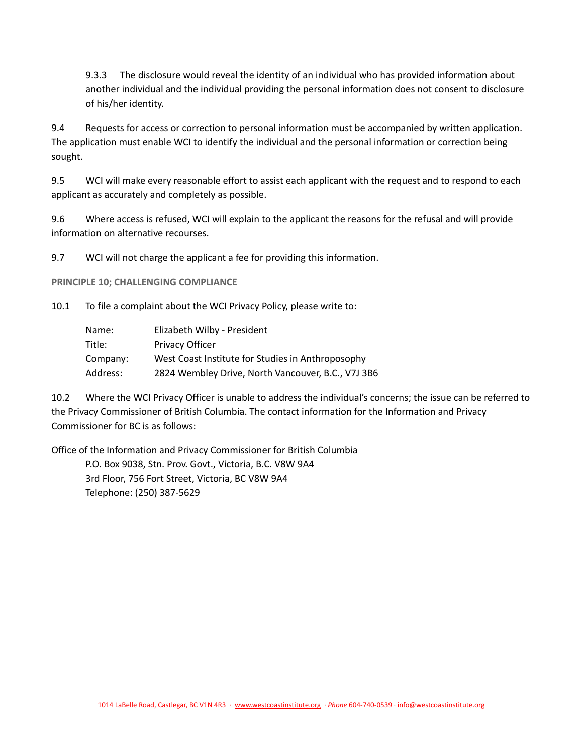9.3.3 The disclosure would reveal the identity of an individual who has provided information about another individual and the individual providing the personal information does not consent to disclosure of his/her identity.

9.4 Requests for access or correction to personal information must be accompanied by written application. The application must enable WCI to identify the individual and the personal information or correction being sought.

9.5 WCI will make every reasonable effort to assist each applicant with the request and to respond to each applicant as accurately and completely as possible.

9.6 Where access is refused, WCI will explain to the applicant the reasons for the refusal and will provide information on alternative recourses.

9.7 WCI will not charge the applicant a fee for providing this information.

**PRINCIPLE 10; CHALLENGING COMPLIANCE**

10.1 To file a complaint about the WCI Privacy Policy, please write to:

Name: Elizabeth Wilby - President
Title: Privacy Officer
Company: West Coast Institute for Studies in Anthroposophy
Address: 2824 Wembley Drive, North Vancouver, B.C., V7J 3B6

10.2 Where the WCI Privacy Officer is unable to address the individual's concerns; the issue can be referred to the Privacy Commissioner of British Columbia. The contact information for the Information and Privacy Commissioner for BC is as follows:

Office of the Information and Privacy Commissioner for British Columbia
P.O. Box 9038, Stn. Prov. Govt., Victoria, B.C. V8W 9A4
3rd Floor, 756 Fort Street, Victoria, BC V8W 9A4
Telephone: (250) 387-5629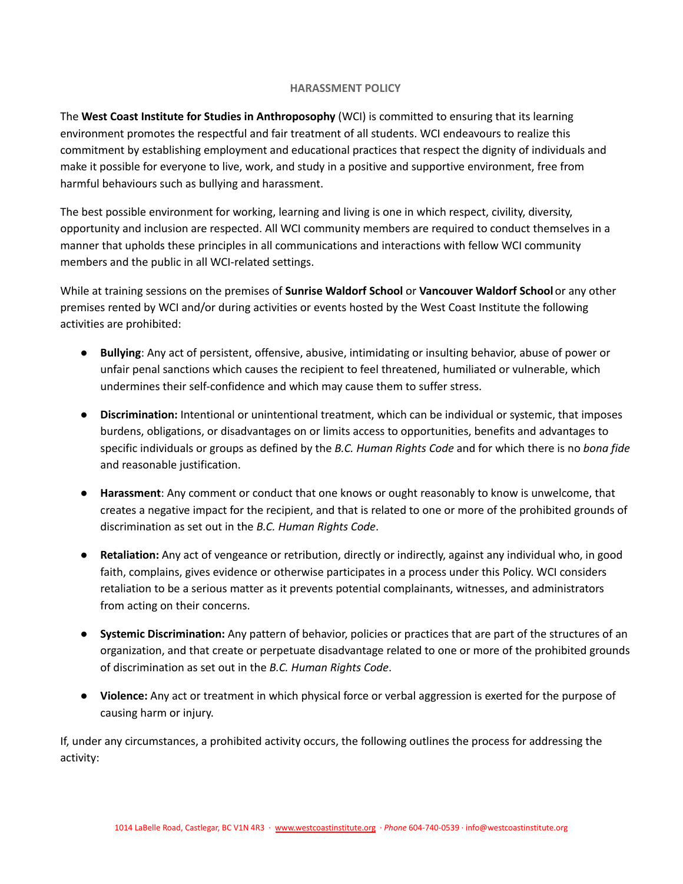## HARASSMENT POLICY

The **West Coast Institute for Studies in Anthroposophy** (WCI) is committed to ensuring that its learning environment promotes the respectful and fair treatment of all students. WCI endeavours to realize this commitment by establishing employment and educational practices that respect the dignity of individuals and make it possible for everyone to live, work, and study in a positive and supportive environment, free from harmful behaviours such as bullying and harassment.

The best possible environment for working, learning and living is one in which respect, civility, diversity, opportunity and inclusion are respected. All WCI community members are required to conduct themselves in a manner that upholds these principles in all communications and interactions with fellow WCI community members and the public in all WCI-related settings.

While at training sessions on the premises of **Sunrise Waldorf School** or **Vancouver Waldorf School** or any other premises rented by WCI and/or during activities or events hosted by the West Coast Institute the following activities are prohibited:

- **Bullying**: Any act of persistent, offensive, abusive, intimidating or insulting behavior, abuse of power or unfair penal sanctions which causes the recipient to feel threatened, humiliated or vulnerable, which undermines their self-confidence and which may cause them to suffer stress.

- **Discrimination:** Intentional or unintentional treatment, which can be individual or systemic, that imposes burdens, obligations, or disadvantages on or limits access to opportunities, benefits and advantages to specific individuals or groups as defined by the *B.C. Human Rights Code* and for which there is no *bona fide* and reasonable justification.

- **Harassment**: Any comment or conduct that one knows or ought reasonably to know is unwelcome, that creates a negative impact for the recipient, and that is related to one or more of the prohibited grounds of discrimination as set out in the *B.C. Human Rights Code*.

- **Retaliation:** Any act of vengeance or retribution, directly or indirectly, against any individual who, in good faith, complains, gives evidence or otherwise participates in a process under this Policy. WCI considers retaliation to be a serious matter as it prevents potential complainants, witnesses, and administrators from acting on their concerns.

- **Systemic Discrimination:** Any pattern of behavior, policies or practices that are part of the structures of an organization, and that create or perpetuate disadvantage related to one or more of the prohibited grounds of discrimination as set out in the *B.C. Human Rights Code*.

- **Violence:** Any act or treatment in which physical force or verbal aggression is exerted for the purpose of causing harm or injury.

If, under any circumstances, a prohibited activity occurs, the following outlines the process for addressing the activity: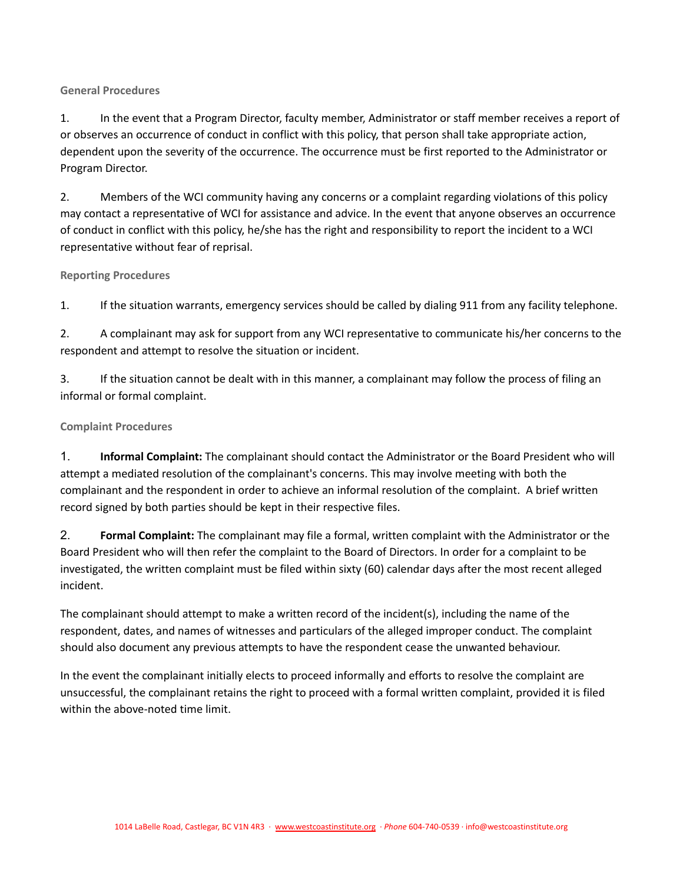### General Procedures

1. In the event that a Program Director, faculty member, Administrator or staff member receives a report of or observes an occurrence of conduct in conflict with this policy, that person shall take appropriate action, dependent upon the severity of the occurrence. The occurrence must be first reported to the Administrator or Program Director.

2. Members of the WCI community having any concerns or a complaint regarding violations of this policy may contact a representative of WCI for assistance and advice. In the event that anyone observes an occurrence of conduct in conflict with this policy, he/she has the right and responsibility to report the incident to a WCI representative without fear of reprisal.

### Reporting Procedures

1. If the situation warrants, emergency services should be called by dialing 911 from any facility telephone.

2. A complainant may ask for support from any WCI representative to communicate his/her concerns to the respondent and attempt to resolve the situation or incident.

3. If the situation cannot be dealt with in this manner, a complainant may follow the process of filing an informal or formal complaint.

### Complaint Procedures

1. **Informal Complaint:** The complainant should contact the Administrator or the Board President who will attempt a mediated resolution of the complainant's concerns. This may involve meeting with both the complainant and the respondent in order to achieve an informal resolution of the complaint. A brief written record signed by both parties should be kept in their respective files.

2. **Formal Complaint:** The complainant may file a formal, written complaint with the Administrator or the Board President who will then refer the complaint to the Board of Directors. In order for a complaint to be investigated, the written complaint must be filed within sixty (60) calendar days after the most recent alleged incident.

The complainant should attempt to make a written record of the incident(s), including the name of the respondent, dates, and names of witnesses and particulars of the alleged improper conduct. The complaint should also document any previous attempts to have the respondent cease the unwanted behaviour.

In the event the complainant initially elects to proceed informally and efforts to resolve the complaint are unsuccessful, the complainant retains the right to proceed with a formal written complaint, provided it is filed within the above-noted time limit.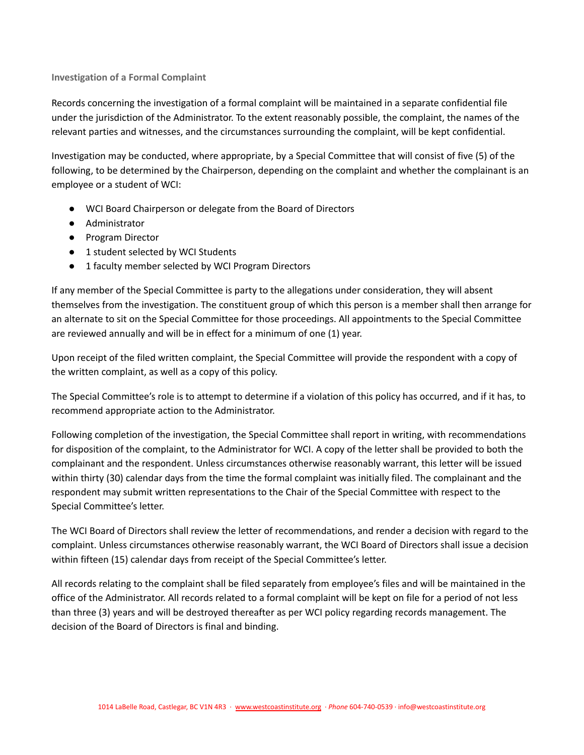### Investigation of a Formal Complaint

Records concerning the investigation of a formal complaint will be maintained in a separate confidential file under the jurisdiction of the Administrator. To the extent reasonably possible, the complaint, the names of the relevant parties and witnesses, and the circumstances surrounding the complaint, will be kept confidential.

Investigation may be conducted, where appropriate, by a Special Committee that will consist of five (5) of the following, to be determined by the Chairperson, depending on the complaint and whether the complainant is an employee or a student of WCI:

- WCI Board Chairperson or delegate from the Board of Directors
- Administrator
- Program Director
- 1 student selected by WCI Students
- 1 faculty member selected by WCI Program Directors

If any member of the Special Committee is party to the allegations under consideration, they will absent themselves from the investigation. The constituent group of which this person is a member shall then arrange for an alternate to sit on the Special Committee for those proceedings. All appointments to the Special Committee are reviewed annually and will be in effect for a minimum of one (1) year.

Upon receipt of the filed written complaint, the Special Committee will provide the respondent with a copy of the written complaint, as well as a copy of this policy.

The Special Committee's role is to attempt to determine if a violation of this policy has occurred, and if it has, to recommend appropriate action to the Administrator.

Following completion of the investigation, the Special Committee shall report in writing, with recommendations for disposition of the complaint, to the Administrator for WCI. A copy of the letter shall be provided to both the complainant and the respondent. Unless circumstances otherwise reasonably warrant, this letter will be issued within thirty (30) calendar days from the time the formal complaint was initially filed. The complainant and the respondent may submit written representations to the Chair of the Special Committee with respect to the Special Committee's letter.

The WCI Board of Directors shall review the letter of recommendations, and render a decision with regard to the complaint. Unless circumstances otherwise reasonably warrant, the WCI Board of Directors shall issue a decision within fifteen (15) calendar days from receipt of the Special Committee's letter.

All records relating to the complaint shall be filed separately from employee's files and will be maintained in the office of the Administrator. All records related to a formal complaint will be kept on file for a period of not less than three (3) years and will be destroyed thereafter as per WCI policy regarding records management. The decision of the Board of Directors is final and binding.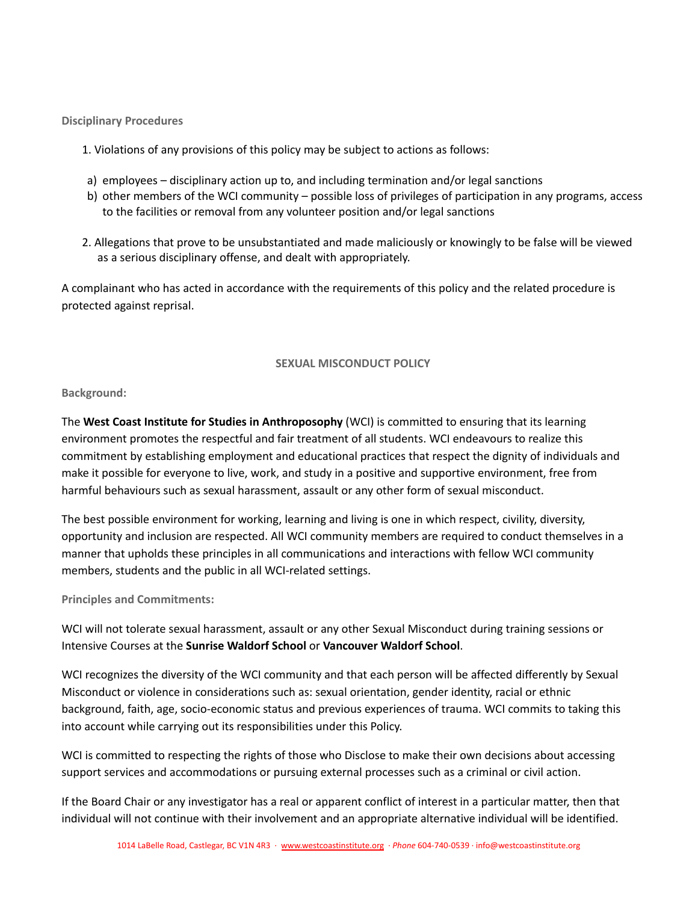**Disciplinary Procedures**

1. Violations of any provisions of this policy may be subject to actions as follows:

   a) employees – disciplinary action up to, and including termination and/or legal sanctions
   b) other members of the WCI community – possible loss of privileges of participation in any programs, access to the facilities or removal from any volunteer position and/or legal sanctions

2. Allegations that prove to be unsubstantiated and made maliciously or knowingly to be false will be viewed as a serious disciplinary offense, and dealt with appropriately.

A complainant who has acted in accordance with the requirements of this policy and the related procedure is protected against reprisal.

## SEXUAL MISCONDUCT POLICY

**Background:**

The **West Coast Institute for Studies in Anthroposophy** (WCI) is committed to ensuring that its learning environment promotes the respectful and fair treatment of all students. WCI endeavours to realize this commitment by establishing employment and educational practices that respect the dignity of individuals and make it possible for everyone to live, work, and study in a positive and supportive environment, free from harmful behaviours such as sexual harassment, assault or any other form of sexual misconduct.

The best possible environment for working, learning and living is one in which respect, civility, diversity, opportunity and inclusion are respected. All WCI community members are required to conduct themselves in a manner that upholds these principles in all communications and interactions with fellow WCI community members, students and the public in all WCI-related settings.

**Principles and Commitments:**

WCI will not tolerate sexual harassment, assault or any other Sexual Misconduct during training sessions or Intensive Courses at the **Sunrise Waldorf School** or **Vancouver Waldorf School**.

WCI recognizes the diversity of the WCI community and that each person will be affected differently by Sexual Misconduct or violence in considerations such as: sexual orientation, gender identity, racial or ethnic background, faith, age, socio-economic status and previous experiences of trauma. WCI commits to taking this into account while carrying out its responsibilities under this Policy.

WCI is committed to respecting the rights of those who Disclose to make their own decisions about accessing support services and accommodations or pursuing external processes such as a criminal or civil action.

If the Board Chair or any investigator has a real or apparent conflict of interest in a particular matter, then that individual will not continue with their involvement and an appropriate alternative individual will be identified.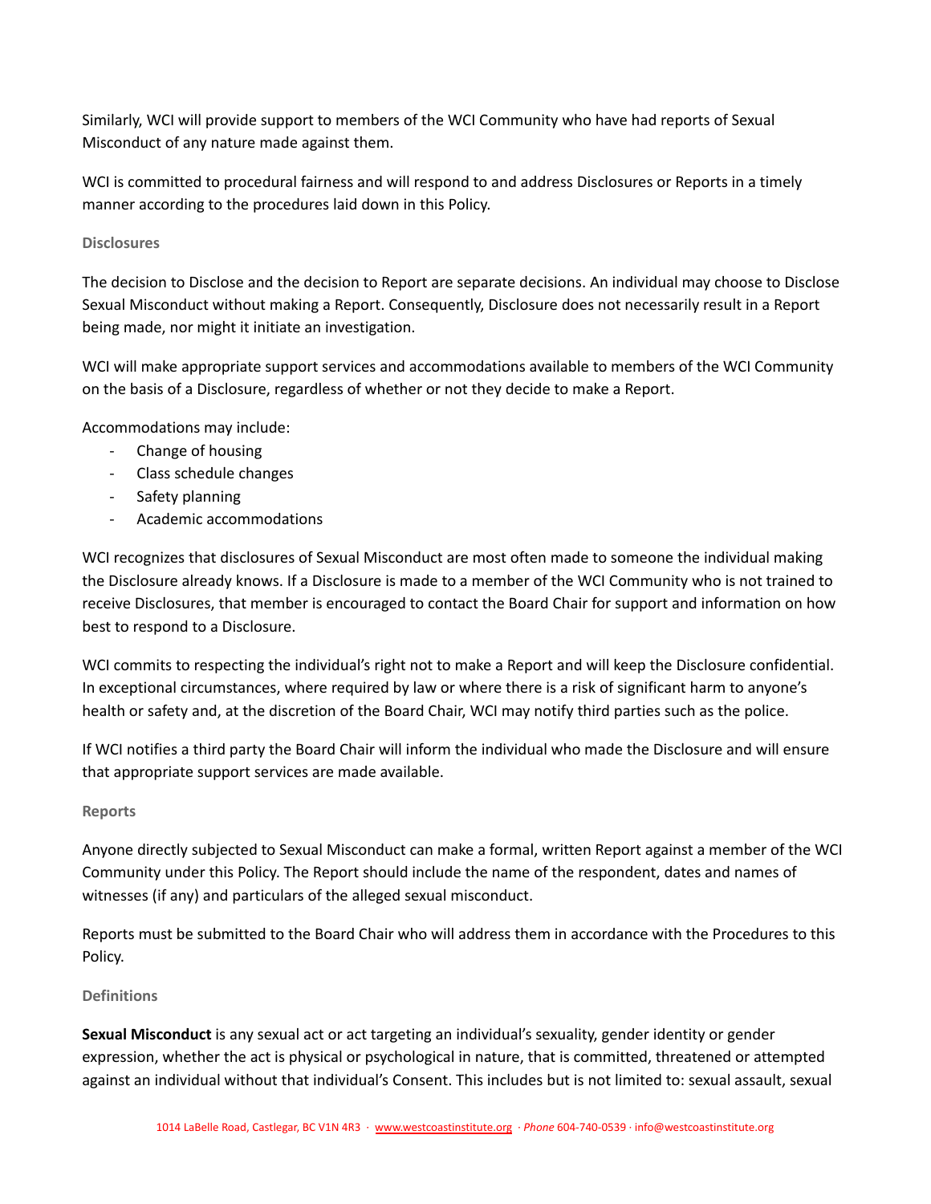Similarly, WCI will provide support to members of the WCI Community who have had reports of Sexual Misconduct of any nature made against them.

WCI is committed to procedural fairness and will respond to and address Disclosures or Reports in a timely manner according to the procedures laid down in this Policy.

### Disclosures

The decision to Disclose and the decision to Report are separate decisions. An individual may choose to Disclose Sexual Misconduct without making a Report. Consequently, Disclosure does not necessarily result in a Report being made, nor might it initiate an investigation.

WCI will make appropriate support services and accommodations available to members of the WCI Community on the basis of a Disclosure, regardless of whether or not they decide to make a Report.

Accommodations may include:

- Change of housing
- Class schedule changes
- Safety planning
- Academic accommodations

WCI recognizes that disclosures of Sexual Misconduct are most often made to someone the individual making the Disclosure already knows. If a Disclosure is made to a member of the WCI Community who is not trained to receive Disclosures, that member is encouraged to contact the Board Chair for support and information on how best to respond to a Disclosure.

WCI commits to respecting the individual's right not to make a Report and will keep the Disclosure confidential. In exceptional circumstances, where required by law or where there is a risk of significant harm to anyone's health or safety and, at the discretion of the Board Chair, WCI may notify third parties such as the police.

If WCI notifies a third party the Board Chair will inform the individual who made the Disclosure and will ensure that appropriate support services are made available.

### Reports

Anyone directly subjected to Sexual Misconduct can make a formal, written Report against a member of the WCI Community under this Policy. The Report should include the name of the respondent, dates and names of witnesses (if any) and particulars of the alleged sexual misconduct.

Reports must be submitted to the Board Chair who will address them in accordance with the Procedures to this Policy.

### Definitions

**Sexual Misconduct** is any sexual act or act targeting an individual's sexuality, gender identity or gender expression, whether the act is physical or psychological in nature, that is committed, threatened or attempted against an individual without that individual's Consent. This includes but is not limited to: sexual assault, sexual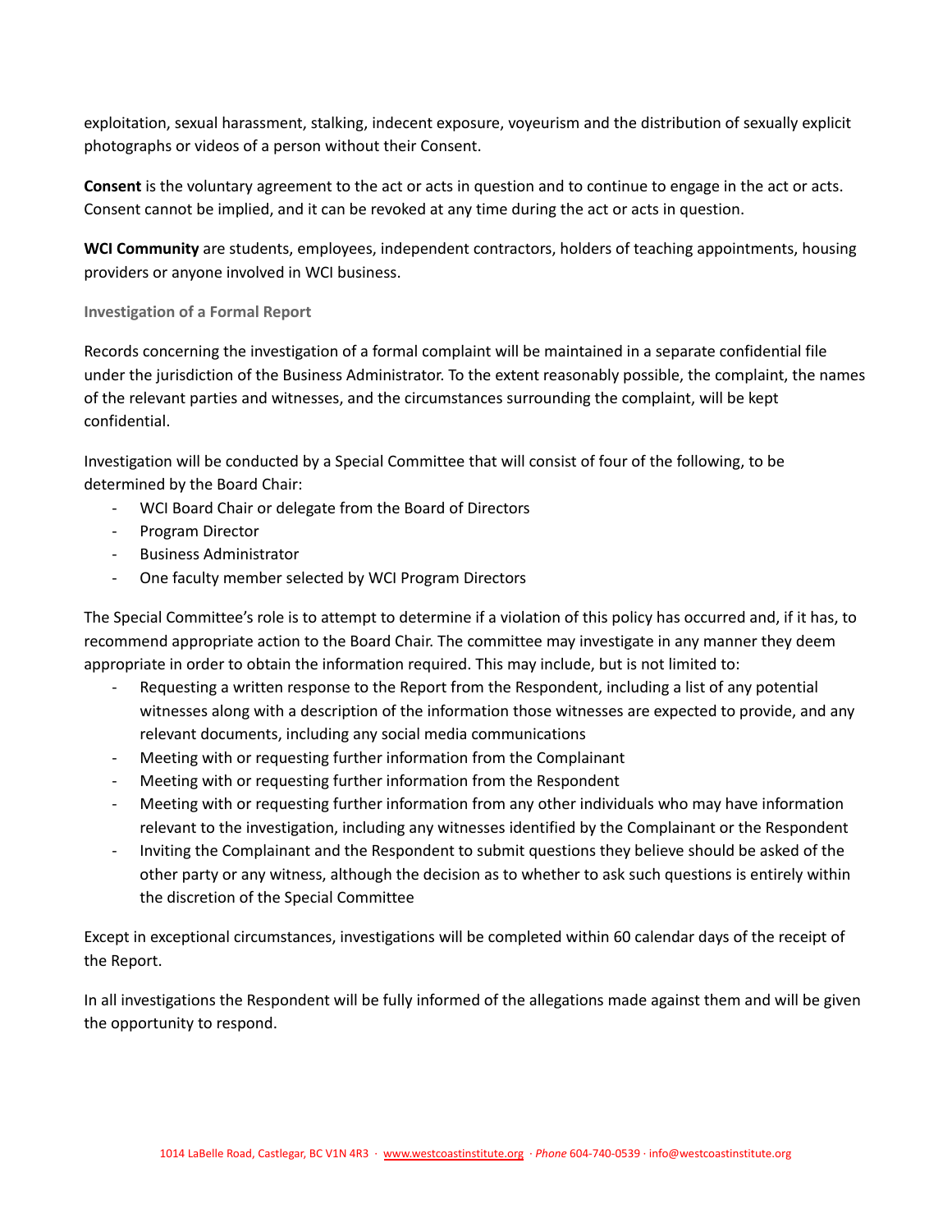exploitation, sexual harassment, stalking, indecent exposure, voyeurism and the distribution of sexually explicit photographs or videos of a person without their Consent.

**Consent** is the voluntary agreement to the act or acts in question and to continue to engage in the act or acts. Consent cannot be implied, and it can be revoked at any time during the act or acts in question.

**WCI Community** are students, employees, independent contractors, holders of teaching appointments, housing providers or anyone involved in WCI business.

### Investigation of a Formal Report

Records concerning the investigation of a formal complaint will be maintained in a separate confidential file under the jurisdiction of the Business Administrator. To the extent reasonably possible, the complaint, the names of the relevant parties and witnesses, and the circumstances surrounding the complaint, will be kept confidential.

Investigation will be conducted by a Special Committee that will consist of four of the following, to be determined by the Board Chair:

- WCI Board Chair or delegate from the Board of Directors
- Program Director
- Business Administrator
- One faculty member selected by WCI Program Directors

The Special Committee's role is to attempt to determine if a violation of this policy has occurred and, if it has, to recommend appropriate action to the Board Chair. The committee may investigate in any manner they deem appropriate in order to obtain the information required. This may include, but is not limited to:

- Requesting a written response to the Report from the Respondent, including a list of any potential witnesses along with a description of the information those witnesses are expected to provide, and any relevant documents, including any social media communications
- Meeting with or requesting further information from the Complainant
- Meeting with or requesting further information from the Respondent
- Meeting with or requesting further information from any other individuals who may have information relevant to the investigation, including any witnesses identified by the Complainant or the Respondent
- Inviting the Complainant and the Respondent to submit questions they believe should be asked of the other party or any witness, although the decision as to whether to ask such questions is entirely within the discretion of the Special Committee

Except in exceptional circumstances, investigations will be completed within 60 calendar days of the receipt of the Report.

In all investigations the Respondent will be fully informed of the allegations made against them and will be given the opportunity to respond.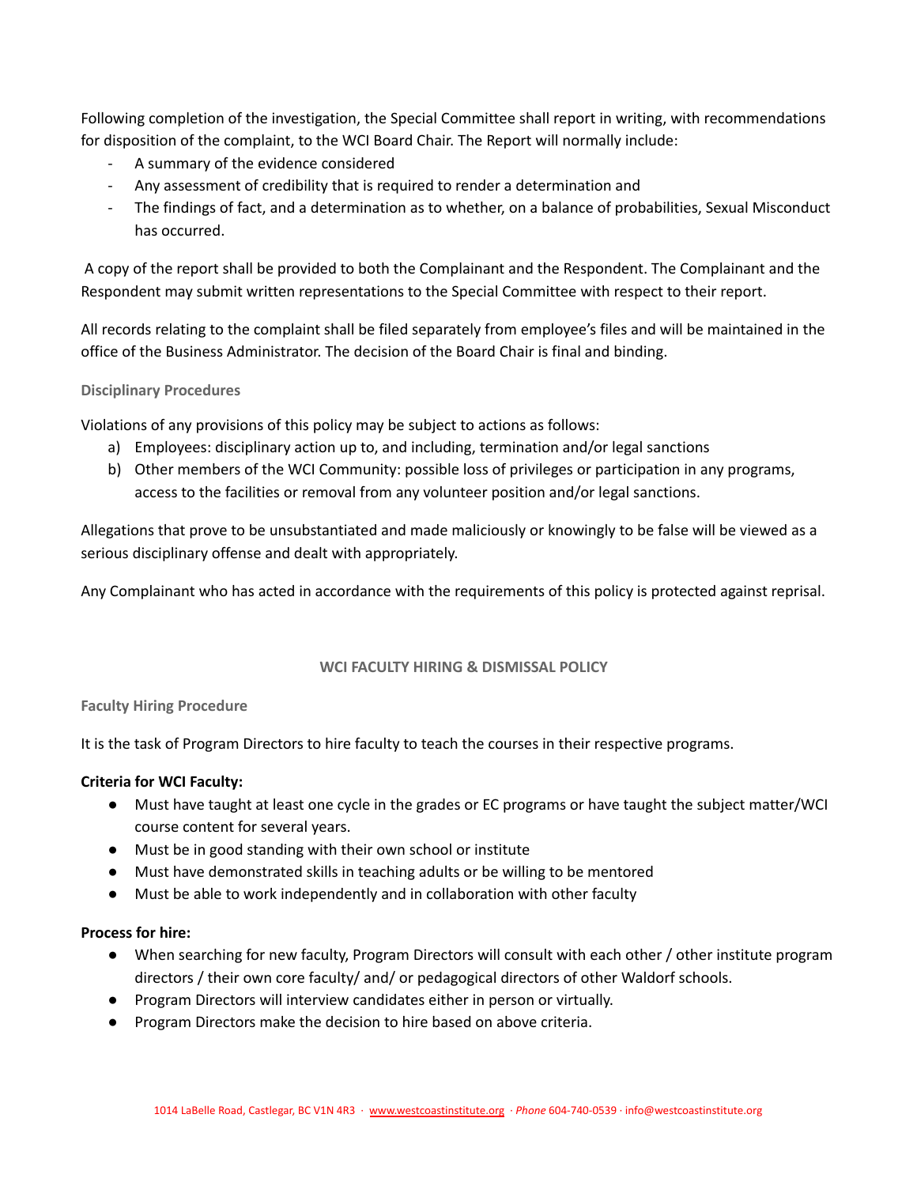Following completion of the investigation, the Special Committee shall report in writing, with recommendations for disposition of the complaint, to the WCI Board Chair. The Report will normally include:

- A summary of the evidence considered
- Any assessment of credibility that is required to render a determination and
- The findings of fact, and a determination as to whether, on a balance of probabilities, Sexual Misconduct has occurred.

A copy of the report shall be provided to both the Complainant and the Respondent. The Complainant and the Respondent may submit written representations to the Special Committee with respect to their report.

All records relating to the complaint shall be filed separately from employee's files and will be maintained in the office of the Business Administrator. The decision of the Board Chair is final and binding.

### Disciplinary Procedures

Violations of any provisions of this policy may be subject to actions as follows:

a) Employees: disciplinary action up to, and including, termination and/or legal sanctions
b) Other members of the WCI Community: possible loss of privileges or participation in any programs, access to the facilities or removal from any volunteer position and/or legal sanctions.

Allegations that prove to be unsubstantiated and made maliciously or knowingly to be false will be viewed as a serious disciplinary offense and dealt with appropriately.

Any Complainant who has acted in accordance with the requirements of this policy is protected against reprisal.

## WCI FACULTY HIRING & DISMISSAL POLICY

### Faculty Hiring Procedure

It is the task of Program Directors to hire faculty to teach the courses in their respective programs.

**Criteria for WCI Faculty:**

- Must have taught at least one cycle in the grades or EC programs or have taught the subject matter/WCI course content for several years.
- Must be in good standing with their own school or institute
- Must have demonstrated skills in teaching adults or be willing to be mentored
- Must be able to work independently and in collaboration with other faculty

**Process for hire:**

- When searching for new faculty, Program Directors will consult with each other / other institute program directors / their own core faculty/ and/ or pedagogical directors of other Waldorf schools.
- Program Directors will interview candidates either in person or virtually.
- Program Directors make the decision to hire based on above criteria.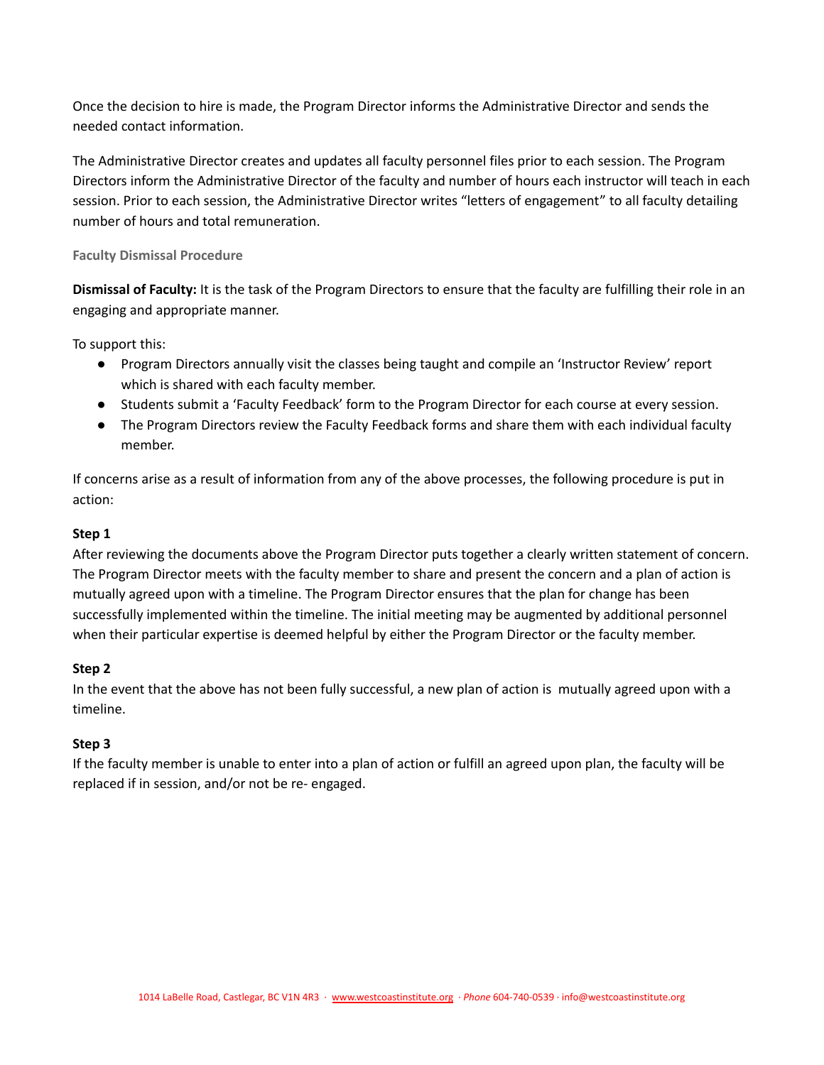Once the decision to hire is made, the Program Director informs the Administrative Director and sends the needed contact information.

The Administrative Director creates and updates all faculty personnel files prior to each session. The Program Directors inform the Administrative Director of the faculty and number of hours each instructor will teach in each session. Prior to each session, the Administrative Director writes "letters of engagement" to all faculty detailing number of hours and total remuneration.

### Faculty Dismissal Procedure

**Dismissal of Faculty:** It is the task of the Program Directors to ensure that the faculty are fulfilling their role in an engaging and appropriate manner.

To support this:

- Program Directors annually visit the classes being taught and compile an 'Instructor Review' report which is shared with each faculty member.
- Students submit a 'Faculty Feedback' form to the Program Director for each course at every session.
- The Program Directors review the Faculty Feedback forms and share them with each individual faculty member.

If concerns arise as a result of information from any of the above processes, the following procedure is put in action:

**Step 1**
After reviewing the documents above the Program Director puts together a clearly written statement of concern. The Program Director meets with the faculty member to share and present the concern and a plan of action is mutually agreed upon with a timeline. The Program Director ensures that the plan for change has been successfully implemented within the timeline. The initial meeting may be augmented by additional personnel when their particular expertise is deemed helpful by either the Program Director or the faculty member.

**Step 2**
In the event that the above has not been fully successful, a new plan of action is mutually agreed upon with a timeline.

**Step 3**
If the faculty member is unable to enter into a plan of action or fulfill an agreed upon plan, the faculty will be replaced if in session, and/or not be re- engaged.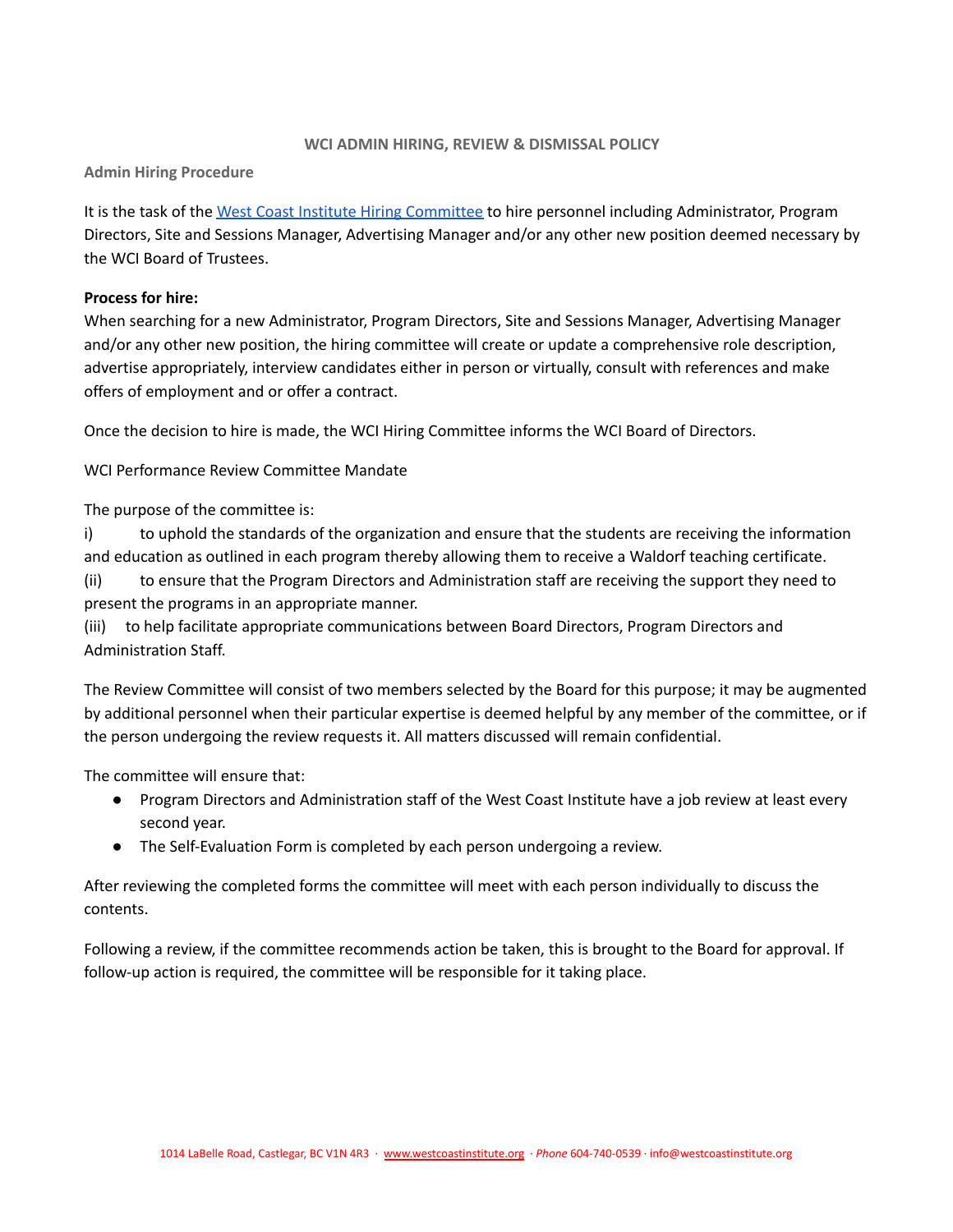## WCI ADMIN HIRING, REVIEW & DISMISSAL POLICY

### Admin Hiring Procedure

It is the task of the [West Coast Institute Hiring Committee]() to hire personnel including Administrator, Program Directors, Site and Sessions Manager, Advertising Manager and/or any other new position deemed necessary by the WCI Board of Trustees.

**Process for hire:**
When searching for a new Administrator, Program Directors, Site and Sessions Manager, Advertising Manager and/or any other new position, the hiring committee will create or update a comprehensive role description, advertise appropriately, interview candidates either in person or virtually, consult with references and make offers of employment and or offer a contract.

Once the decision to hire is made, the WCI Hiring Committee informs the WCI Board of Directors.

WCI Performance Review Committee Mandate

The purpose of the committee is:

i) to uphold the standards of the organization and ensure that the students are receiving the information and education as outlined in each program thereby allowing them to receive a Waldorf teaching certificate.

(ii) to ensure that the Program Directors and Administration staff are receiving the support they need to present the programs in an appropriate manner.

(iii) to help facilitate appropriate communications between Board Directors, Program Directors and Administration Staff.

The Review Committee will consist of two members selected by the Board for this purpose; it may be augmented by additional personnel when their particular expertise is deemed helpful by any member of the committee, or if the person undergoing the review requests it. All matters discussed will remain confidential.

The committee will ensure that:

- Program Directors and Administration staff of the West Coast Institute have a job review at least every second year.
- The Self-Evaluation Form is completed by each person undergoing a review.

After reviewing the completed forms the committee will meet with each person individually to discuss the contents.

Following a review, if the committee recommends action be taken, this is brought to the Board for approval. If follow-up action is required, the committee will be responsible for it taking place.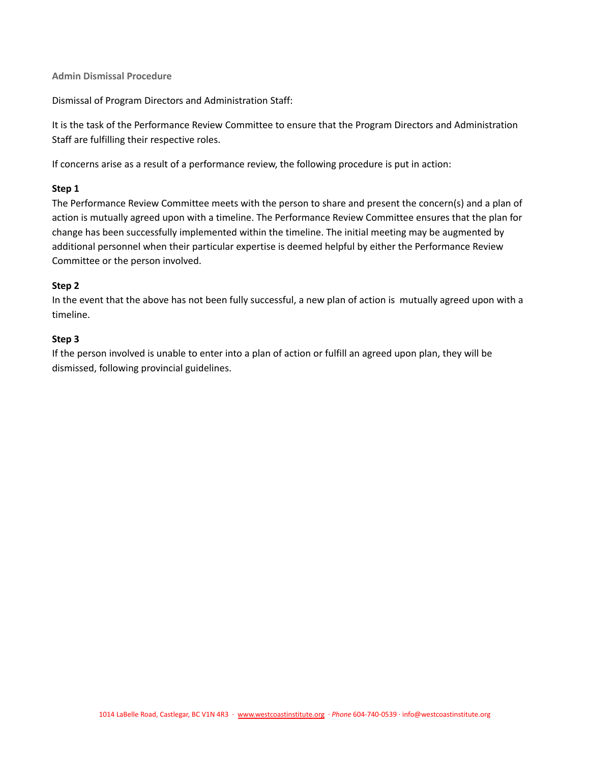## Admin Dismissal Procedure

Dismissal of Program Directors and Administration Staff:

It is the task of the Performance Review Committee to ensure that the Program Directors and Administration Staff are fulfilling their respective roles.

If concerns arise as a result of a performance review, the following procedure is put in action:

**Step 1**
The Performance Review Committee meets with the person to share and present the concern(s) and a plan of action is mutually agreed upon with a timeline. The Performance Review Committee ensures that the plan for change has been successfully implemented within the timeline. The initial meeting may be augmented by additional personnel when their particular expertise is deemed helpful by either the Performance Review Committee or the person involved.

**Step 2**
In the event that the above has not been fully successful, a new plan of action is mutually agreed upon with a timeline.

**Step 3**
If the person involved is unable to enter into a plan of action or fulfill an agreed upon plan, they will be dismissed, following provincial guidelines.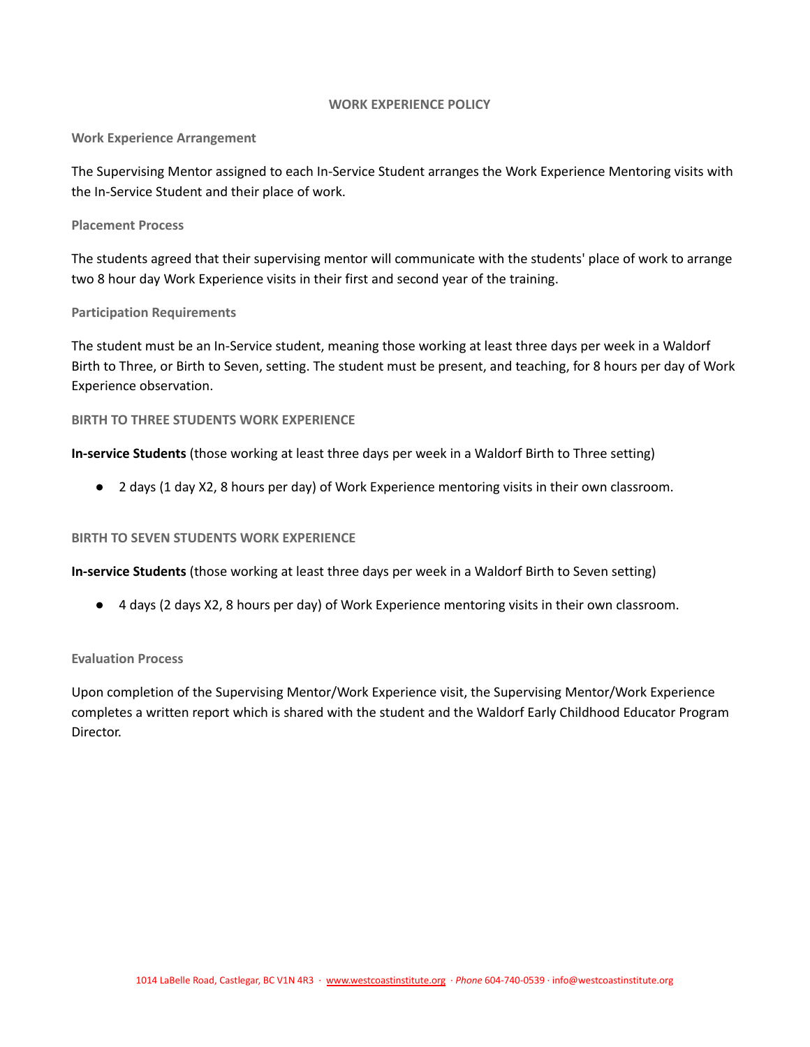# WORK EXPERIENCE POLICY

### Work Experience Arrangement

The Supervising Mentor assigned to each In-Service Student arranges the Work Experience Mentoring visits with the In-Service Student and their place of work.

### Placement Process

The students agreed that their supervising mentor will communicate with the students' place of work to arrange two 8 hour day Work Experience visits in their first and second year of the training.

### Participation Requirements

The student must be an In-Service student, meaning those working at least three days per week in a Waldorf Birth to Three, or Birth to Seven, setting. The student must be present, and teaching, for 8 hours per day of Work Experience observation.

### BIRTH TO THREE STUDENTS WORK EXPERIENCE

**In-service Students** (those working at least three days per week in a Waldorf Birth to Three setting)

- 2 days (1 day X2, 8 hours per day) of Work Experience mentoring visits in their own classroom.

### BIRTH TO SEVEN STUDENTS WORK EXPERIENCE

**In-service Students** (those working at least three days per week in a Waldorf Birth to Seven setting)

- 4 days (2 days X2, 8 hours per day) of Work Experience mentoring visits in their own classroom.

### Evaluation Process

Upon completion of the Supervising Mentor/Work Experience visit, the Supervising Mentor/Work Experience completes a written report which is shared with the student and the Waldorf Early Childhood Educator Program Director.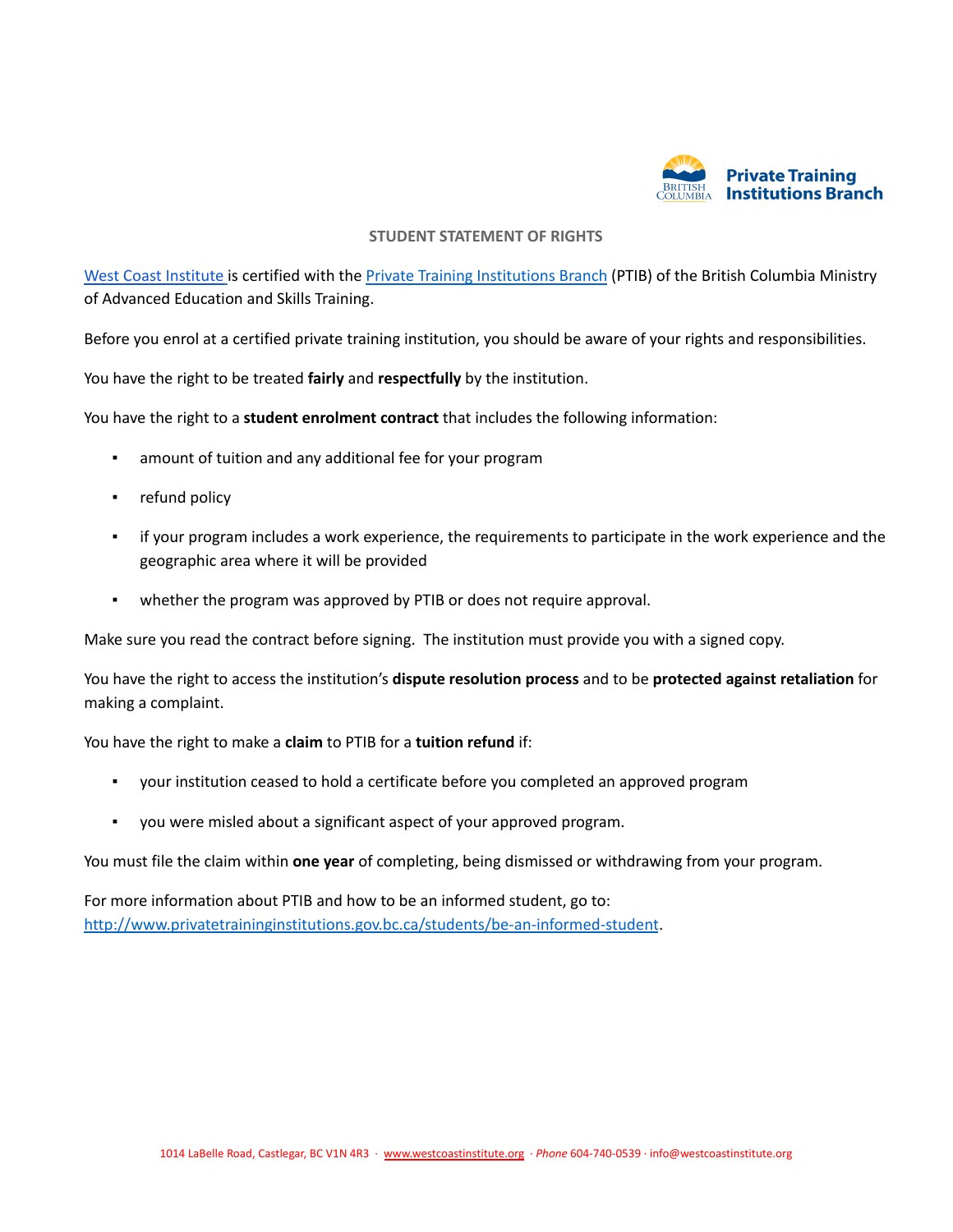Private Training Institutions Branch

## STUDENT STATEMENT OF RIGHTS

West Coast Institute is certified with the Private Training Institutions Branch (PTIB) of the British Columbia Ministry of Advanced Education and Skills Training.

Before you enrol at a certified private training institution, you should be aware of your rights and responsibilities.

You have the right to be treated **fairly** and **respectfully** by the institution.

You have the right to a **student enrolment contract** that includes the following information:

- amount of tuition and any additional fee for your program
- refund policy
- if your program includes a work experience, the requirements to participate in the work experience and the geographic area where it will be provided
- whether the program was approved by PTIB or does not require approval.

Make sure you read the contract before signing. The institution must provide you with a signed copy.

You have the right to access the institution's **dispute resolution process** and to be **protected against retaliation** for making a complaint.

You have the right to make a **claim** to PTIB for a **tuition refund** if:

- your institution ceased to hold a certificate before you completed an approved program
- you were misled about a significant aspect of your approved program.

You must file the claim within **one year** of completing, being dismissed or withdrawing from your program.

For more information about PTIB and how to be an informed student, go to:
http://www.privatetraininginstitutions.gov.bc.ca/students/be-an-informed-student.

1014 LaBelle Road, Castlegar, BC V1N 4R3 · www.westcoastinstitute.org · *Phone* 604-740-0539 · info@westcoastinstitute.org